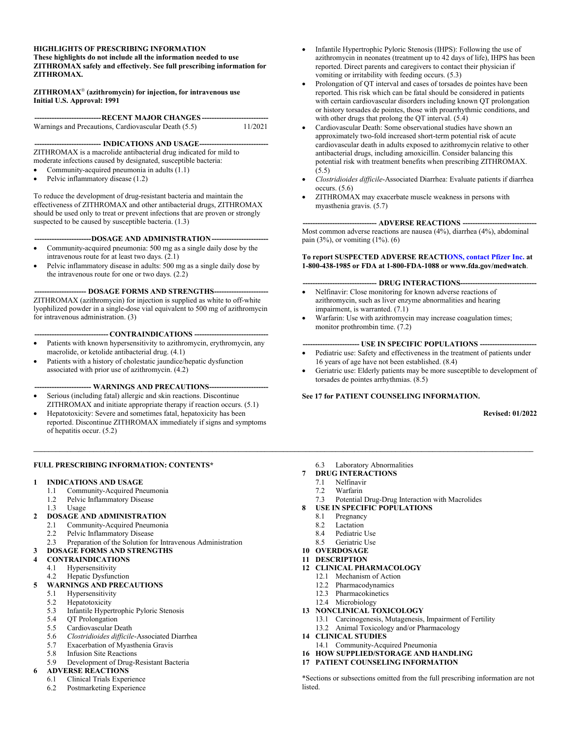**HIGHLIGHTS OF PRESCRIBING INFORMATION**
**These highlights do not include all the information needed to use ZITHROMAX safely and effectively. See full prescribing information for ZITHROMAX.**

**ZITHROMAX® (azithromycin) for injection, for intravenous use**
**Initial U.S. Approval: 1991**

**---------------------------RECENT MAJOR CHANGES---------------------------**

Warnings and Precautions, Cardiovascular Death (5.5) 11/2021

**--------------------------- INDICATIONS AND USAGE---------------------------**

ZITHROMAX is a macrolide antibacterial drug indicated for mild to moderate infections caused by designated, susceptible bacteria:

- Community-acquired pneumonia in adults (1.1)
- Pelvic inflammatory disease (1.2)

To reduce the development of drug-resistant bacteria and maintain the effectiveness of ZITHROMAX and other antibacterial drugs, ZITHROMAX should be used only to treat or prevent infections that are proven or strongly suspected to be caused by susceptible bacteria. (1.3)

**-----------------------DOSAGE AND ADMINISTRATION-----------------------**

- Community-acquired pneumonia: 500 mg as a single daily dose by the intravenous route for at least two days. (2.1)
- Pelvic inflammatory disease in adults: 500 mg as a single daily dose by the intravenous route for one or two days. (2.2)

**--------------------- DOSAGE FORMS AND STRENGTHS----------------------**

ZITHROMAX (azithromycin) for injection is supplied as white to off-white lyophilized powder in a single-dose vial equivalent to 500 mg of azithromycin for intravenous administration. (3)

**------------------------------ CONTRAINDICATIONS ------------------------------**

- Patients with known hypersensitivity to azithromycin, erythromycin, any macrolide, or ketolide antibacterial drug. (4.1)
- Patients with a history of cholestatic jaundice/hepatic dysfunction associated with prior use of azithromycin. (4.2)

**----------------------- WARNINGS AND PRECAUTIONS------------------------**

- Serious (including fatal) allergic and skin reactions. Discontinue ZITHROMAX and initiate appropriate therapy if reaction occurs. (5.1)
- Hepatotoxicity: Severe and sometimes fatal, hepatotoxicity has been reported. Discontinue ZITHROMAX immediately if signs and symptoms of hepatitis occur. (5.2)
- Infantile Hypertrophic Pyloric Stenosis (IHPS): Following the use of azithromycin in neonates (treatment up to 42 days of life), IHPS has been reported. Direct parents and caregivers to contact their physician if vomiting or irritability with feeding occurs. (5.3)
- Prolongation of QT interval and cases of torsades de pointes have been reported. This risk which can be fatal should be considered in patients with certain cardiovascular disorders including known QT prolongation or history torsades de pointes, those with proarrhythmic conditions, and with other drugs that prolong the QT interval. (5.4)
- Cardiovascular Death: Some observational studies have shown an approximately two-fold increased short-term potential risk of acute cardiovascular death in adults exposed to azithromycin relative to other antibacterial drugs, including amoxicillin. Consider balancing this potential risk with treatment benefits when prescribing ZITHROMAX. (5.5)
- *Clostridioides difficile*-Associated Diarrhea: Evaluate patients if diarrhea occurs. (5.6)
- ZITHROMAX may exacerbate muscle weakness in persons with myasthenia gravis. (5.7)

**------------------------------ ADVERSE REACTIONS ------------------------------**

Most common adverse reactions are nausea (4%), diarrhea (4%), abdominal pain (3%), or vomiting (1%). (6)

**To report SUSPECTED ADVERSE REACTIONS, contact Pfizer Inc. at 1-800-438-1985 or FDA at 1-800-FDA-1088 or www.fda.gov/medwatch**.

**------------------------------ DRUG INTERACTIONS-------------------------------**

- Nelfinavir: Close monitoring for known adverse reactions of azithromycin, such as liver enzyme abnormalities and hearing impairment, is warranted. (7.1)
- Warfarin: Use with azithromycin may increase coagulation times; monitor prothrombin time. (7.2)

**----------------------- USE IN SPECIFIC POPULATIONS -----------------------**

- Pediatric use: Safety and effectiveness in the treatment of patients under 16 years of age have not been established. (8.4)
- Geriatric use: Elderly patients may be more susceptible to development of torsades de pointes arrhythmias. (8.5)

**See 17 for PATIENT COUNSELING INFORMATION.**

**Revised: 01/2022**

---

**FULL PRESCRIBING INFORMATION: CONTENTS***

**1 INDICATIONS AND USAGE**
- 1.1 Community-Acquired Pneumonia
- 1.2 Pelvic Inflammatory Disease
- 1.3 Usage

**2 DOSAGE AND ADMINISTRATION**
- 2.1 Community-Acquired Pneumonia
- 2.2 Pelvic Inflammatory Disease
- 2.3 Preparation of the Solution for Intravenous Administration

**3 DOSAGE FORMS AND STRENGTHS**

**4 CONTRAINDICATIONS**
- 4.1 Hypersensitivity
- 4.2 Hepatic Dysfunction

**5 WARNINGS AND PRECAUTIONS**
- 5.1 Hypersensitivity
- 5.2 Hepatotoxicity
- 5.3 Infantile Hypertrophic Pyloric Stenosis
- 5.4 QT Prolongation
- 5.5 Cardiovascular Death
- 5.6 *Clostridioides difficile*-Associated Diarrhea
- 5.7 Exacerbation of Myasthenia Gravis
- 5.8 Infusion Site Reactions
- 5.9 Development of Drug-Resistant Bacteria

**6 ADVERSE REACTIONS**
- 6.1 Clinical Trials Experience
- 6.2 Postmarketing Experience
- 6.3 Laboratory Abnormalities

**7 DRUG INTERACTIONS**
- 7.1 Nelfinavir
- 7.2 Warfarin
- 7.3 Potential Drug-Drug Interaction with Macrolides

**8 USE IN SPECIFIC POPULATIONS**
- 8.1 Pregnancy
- 8.2 Lactation
- 8.4 Pediatric Use
- 8.5 Geriatric Use

**10 OVERDOSAGE**

**11 DESCRIPTION**

**12 CLINICAL PHARMACOLOGY**
- 12.1 Mechanism of Action
- 12.2 Pharmacodynamics
- 12.3 Pharmacokinetics
- 12.4 Microbiology

**13 NONCLINICAL TOXICOLOGY**
- 13.1 Carcinogenesis, Mutagenesis, Impairment of Fertility
- 13.2 Animal Toxicology and/or Pharmacology

**14 CLINICAL STUDIES**
- 14.1 Community-Acquired Pneumonia

**16 HOW SUPPLIED/STORAGE AND HANDLING**

**17 PATIENT COUNSELING INFORMATION**

*Sections or subsections omitted from the full prescribing information are not listed.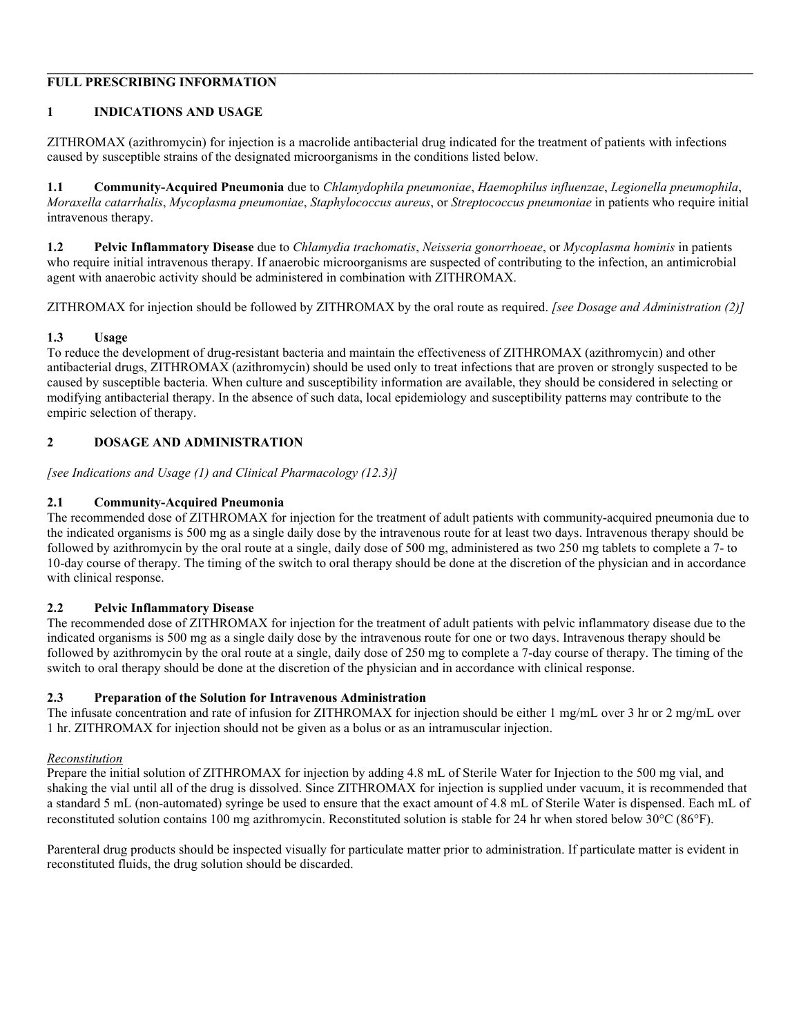## FULL PRESCRIBING INFORMATION

## 1 INDICATIONS AND USAGE

ZITHROMAX (azithromycin) for injection is a macrolide antibacterial drug indicated for the treatment of patients with infections caused by susceptible strains of the designated microorganisms in the conditions listed below.

**1.1 Community-Acquired Pneumonia** due to *Chlamydophila pneumoniae*, *Haemophilus influenzae*, *Legionella pneumophila*, *Moraxella catarrhalis*, *Mycoplasma pneumoniae*, *Staphylococcus aureus*, or *Streptococcus pneumoniae* in patients who require initial intravenous therapy.

**1.2 Pelvic Inflammatory Disease** due to *Chlamydia trachomatis*, *Neisseria gonorrhoeae*, or *Mycoplasma hominis* in patients who require initial intravenous therapy. If anaerobic microorganisms are suspected of contributing to the infection, an antimicrobial agent with anaerobic activity should be administered in combination with ZITHROMAX.

ZITHROMAX for injection should be followed by ZITHROMAX by the oral route as required. *[see Dosage and Administration (2)]*

### 1.3 Usage

To reduce the development of drug-resistant bacteria and maintain the effectiveness of ZITHROMAX (azithromycin) and other antibacterial drugs, ZITHROMAX (azithromycin) should be used only to treat infections that are proven or strongly suspected to be caused by susceptible bacteria. When culture and susceptibility information are available, they should be considered in selecting or modifying antibacterial therapy. In the absence of such data, local epidemiology and susceptibility patterns may contribute to the empiric selection of therapy.

## 2 DOSAGE AND ADMINISTRATION

*[see Indications and Usage (1) and Clinical Pharmacology (12.3)]*

### 2.1 Community-Acquired Pneumonia

The recommended dose of ZITHROMAX for injection for the treatment of adult patients with community-acquired pneumonia due to the indicated organisms is 500 mg as a single daily dose by the intravenous route for at least two days. Intravenous therapy should be followed by azithromycin by the oral route at a single, daily dose of 500 mg, administered as two 250 mg tablets to complete a 7- to 10-day course of therapy. The timing of the switch to oral therapy should be done at the discretion of the physician and in accordance with clinical response.

### 2.2 Pelvic Inflammatory Disease

The recommended dose of ZITHROMAX for injection for the treatment of adult patients with pelvic inflammatory disease due to the indicated organisms is 500 mg as a single daily dose by the intravenous route for one or two days. Intravenous therapy should be followed by azithromycin by the oral route at a single, daily dose of 250 mg to complete a 7-day course of therapy. The timing of the switch to oral therapy should be done at the discretion of the physician and in accordance with clinical response.

### 2.3 Preparation of the Solution for Intravenous Administration

The infusate concentration and rate of infusion for ZITHROMAX for injection should be either 1 mg/mL over 3 hr or 2 mg/mL over 1 hr. ZITHROMAX for injection should not be given as a bolus or as an intramuscular injection.

*Reconstitution*

Prepare the initial solution of ZITHROMAX for injection by adding 4.8 mL of Sterile Water for Injection to the 500 mg vial, and shaking the vial until all of the drug is dissolved. Since ZITHROMAX for injection is supplied under vacuum, it is recommended that a standard 5 mL (non-automated) syringe be used to ensure that the exact amount of 4.8 mL of Sterile Water is dispensed. Each mL of reconstituted solution contains 100 mg azithromycin. Reconstituted solution is stable for 24 hr when stored below 30°C (86°F).

Parenteral drug products should be inspected visually for particulate matter prior to administration. If particulate matter is evident in reconstituted fluids, the drug solution should be discarded.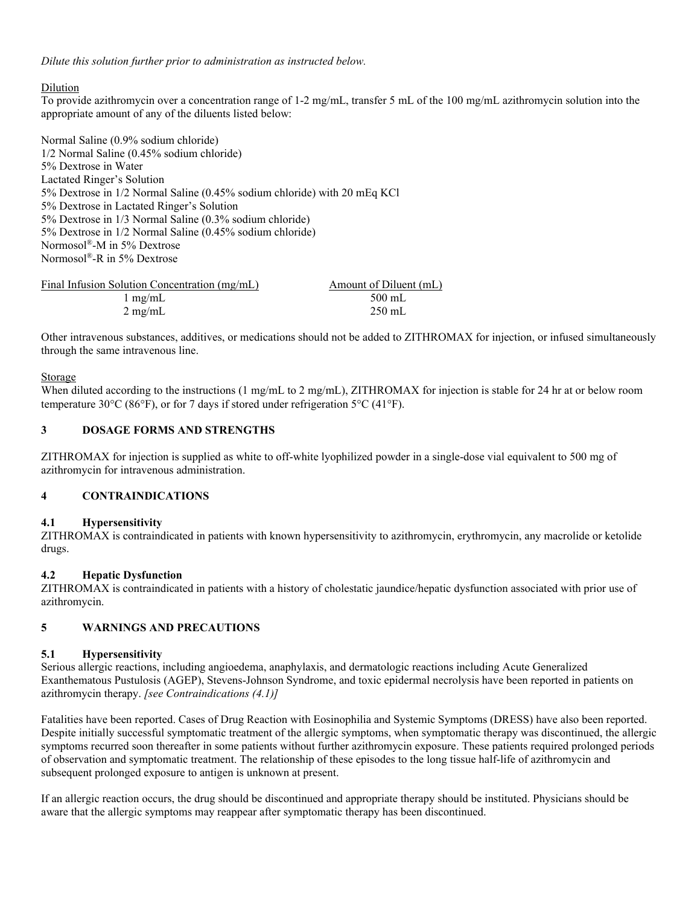*Dilute this solution further prior to administration as instructed below.*

Dilution

To provide azithromycin over a concentration range of 1-2 mg/mL, transfer 5 mL of the 100 mg/mL azithromycin solution into the appropriate amount of any of the diluents listed below:

Normal Saline (0.9% sodium chloride)
1/2 Normal Saline (0.45% sodium chloride)
5% Dextrose in Water
Lactated Ringer's Solution
5% Dextrose in 1/2 Normal Saline (0.45% sodium chloride) with 20 mEq KCl
5% Dextrose in Lactated Ringer's Solution
5% Dextrose in 1/3 Normal Saline (0.3% sodium chloride)
5% Dextrose in 1/2 Normal Saline (0.45% sodium chloride)
Normosol®-M in 5% Dextrose
Normosol®-R in 5% Dextrose

| Final Infusion Solution Concentration (mg/mL) | Amount of Diluent (mL) |
|---|---|
| 1 mg/mL | 500 mL |
| 2 mg/mL | 250 mL |

Other intravenous substances, additives, or medications should not be added to ZITHROMAX for injection, or infused simultaneously through the same intravenous line.

Storage

When diluted according to the instructions (1 mg/mL to 2 mg/mL), ZITHROMAX for injection is stable for 24 hr at or below room temperature 30°C (86°F), or for 7 days if stored under refrigeration 5°C (41°F).

## 3 DOSAGE FORMS AND STRENGTHS

ZITHROMAX for injection is supplied as white to off-white lyophilized powder in a single-dose vial equivalent to 500 mg of azithromycin for intravenous administration.

## 4 CONTRAINDICATIONS

### 4.1 Hypersensitivity

ZITHROMAX is contraindicated in patients with known hypersensitivity to azithromycin, erythromycin, any macrolide or ketolide drugs.

### 4.2 Hepatic Dysfunction

ZITHROMAX is contraindicated in patients with a history of cholestatic jaundice/hepatic dysfunction associated with prior use of azithromycin.

## 5 WARNINGS AND PRECAUTIONS

### 5.1 Hypersensitivity

Serious allergic reactions, including angioedema, anaphylaxis, and dermatologic reactions including Acute Generalized Exanthematous Pustulosis (AGEP), Stevens-Johnson Syndrome, and toxic epidermal necrolysis have been reported in patients on azithromycin therapy. *[see Contraindications (4.1)]*

Fatalities have been reported. Cases of Drug Reaction with Eosinophilia and Systemic Symptoms (DRESS) have also been reported. Despite initially successful symptomatic treatment of the allergic symptoms, when symptomatic therapy was discontinued, the allergic symptoms recurred soon thereafter in some patients without further azithromycin exposure. These patients required prolonged periods of observation and symptomatic treatment. The relationship of these episodes to the long tissue half-life of azithromycin and subsequent prolonged exposure to antigen is unknown at present.

If an allergic reaction occurs, the drug should be discontinued and appropriate therapy should be instituted. Physicians should be aware that the allergic symptoms may reappear after symptomatic therapy has been discontinued.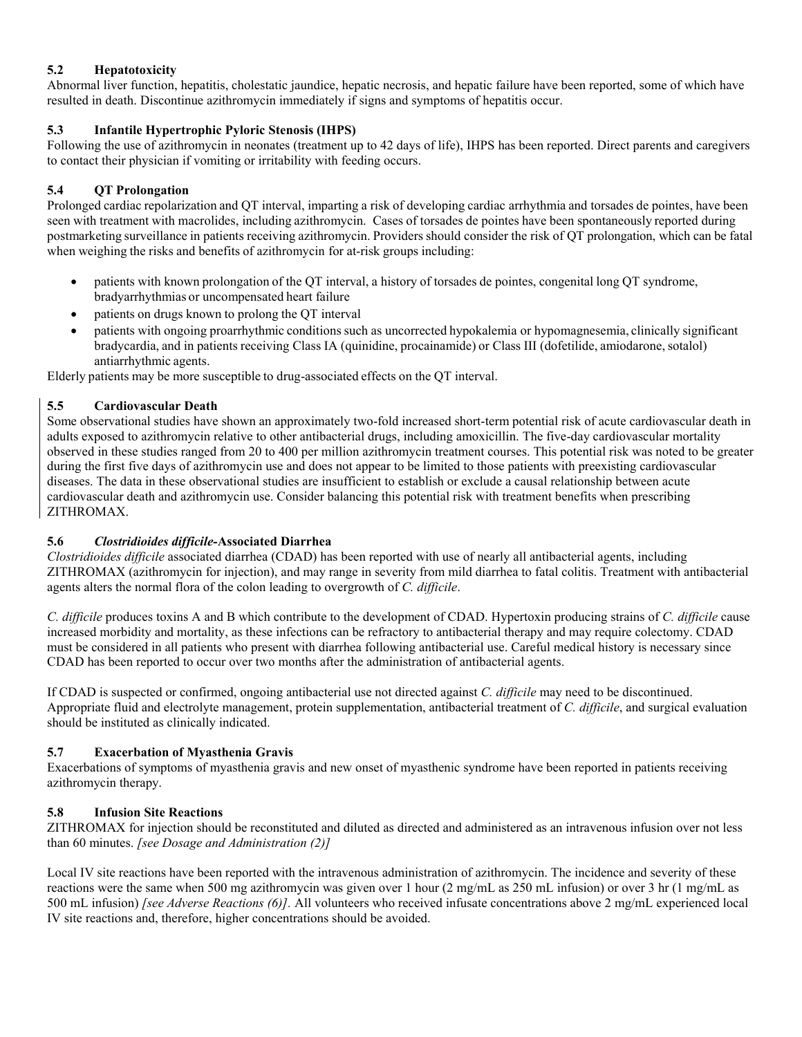### 5.2 Hepatotoxicity

Abnormal liver function, hepatitis, cholestatic jaundice, hepatic necrosis, and hepatic failure have been reported, some of which have resulted in death. Discontinue azithromycin immediately if signs and symptoms of hepatitis occur.

### 5.3 Infantile Hypertrophic Pyloric Stenosis (IHPS)

Following the use of azithromycin in neonates (treatment up to 42 days of life), IHPS has been reported. Direct parents and caregivers to contact their physician if vomiting or irritability with feeding occurs.

### 5.4 QT Prolongation

Prolonged cardiac repolarization and QT interval, imparting a risk of developing cardiac arrhythmia and torsades de pointes, have been seen with treatment with macrolides, including azithromycin. Cases of torsades de pointes have been spontaneously reported during postmarketing surveillance in patients receiving azithromycin. Providers should consider the risk of QT prolongation, which can be fatal when weighing the risks and benefits of azithromycin for at-risk groups including:

- patients with known prolongation of the QT interval, a history of torsades de pointes, congenital long QT syndrome, bradyarrhythmias or uncompensated heart failure
- patients on drugs known to prolong the QT interval
- patients with ongoing proarrhythmic conditions such as uncorrected hypokalemia or hypomagnesemia, clinically significant bradycardia, and in patients receiving Class IA (quinidine, procainamide) or Class III (dofetilide, amiodarone, sotalol) antiarrhythmic agents.

Elderly patients may be more susceptible to drug-associated effects on the QT interval.

### 5.5 Cardiovascular Death

Some observational studies have shown an approximately two-fold increased short-term potential risk of acute cardiovascular death in adults exposed to azithromycin relative to other antibacterial drugs, including amoxicillin. The five-day cardiovascular mortality observed in these studies ranged from 20 to 400 per million azithromycin treatment courses. This potential risk was noted to be greater during the first five days of azithromycin use and does not appear to be limited to those patients with preexisting cardiovascular diseases. The data in these observational studies are insufficient to establish or exclude a causal relationship between acute cardiovascular death and azithromycin use. Consider balancing this potential risk with treatment benefits when prescribing ZITHROMAX.

### 5.6 *Clostridioides difficile*-Associated Diarrhea

*Clostridioides difficile* associated diarrhea (CDAD) has been reported with use of nearly all antibacterial agents, including ZITHROMAX (azithromycin for injection), and may range in severity from mild diarrhea to fatal colitis. Treatment with antibacterial agents alters the normal flora of the colon leading to overgrowth of *C. difficile*.

*C. difficile* produces toxins A and B which contribute to the development of CDAD. Hypertoxin producing strains of *C. difficile* cause increased morbidity and mortality, as these infections can be refractory to antibacterial therapy and may require colectomy. CDAD must be considered in all patients who present with diarrhea following antibacterial use. Careful medical history is necessary since CDAD has been reported to occur over two months after the administration of antibacterial agents.

If CDAD is suspected or confirmed, ongoing antibacterial use not directed against *C. difficile* may need to be discontinued. Appropriate fluid and electrolyte management, protein supplementation, antibacterial treatment of *C. difficile*, and surgical evaluation should be instituted as clinically indicated.

### 5.7 Exacerbation of Myasthenia Gravis

Exacerbations of symptoms of myasthenia gravis and new onset of myasthenic syndrome have been reported in patients receiving azithromycin therapy.

### 5.8 Infusion Site Reactions

ZITHROMAX for injection should be reconstituted and diluted as directed and administered as an intravenous infusion over not less than 60 minutes. *[see Dosage and Administration (2)]*

Local IV site reactions have been reported with the intravenous administration of azithromycin. The incidence and severity of these reactions were the same when 500 mg azithromycin was given over 1 hour (2 mg/mL as 250 mL infusion) or over 3 hr (1 mg/mL as 500 mL infusion) *[see Adverse Reactions (6)]*. All volunteers who received infusate concentrations above 2 mg/mL experienced local IV site reactions and, therefore, higher concentrations should be avoided.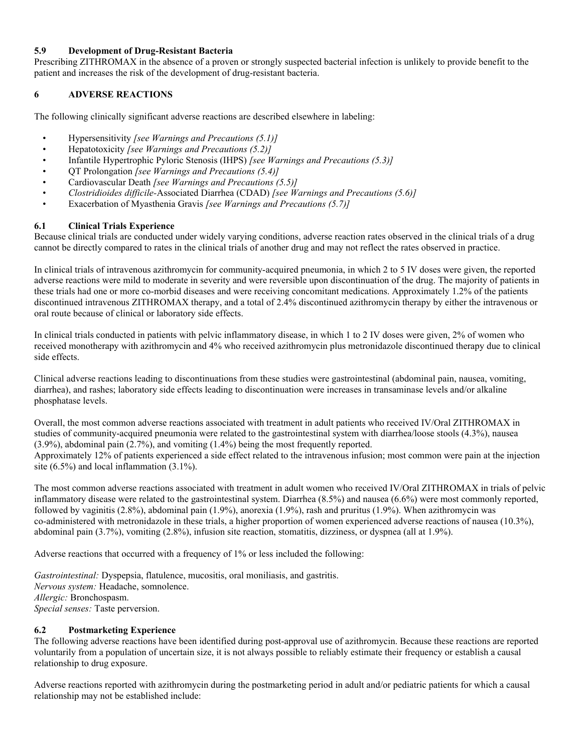### 5.9 Development of Drug-Resistant Bacteria

Prescribing ZITHROMAX in the absence of a proven or strongly suspected bacterial infection is unlikely to provide benefit to the patient and increases the risk of the development of drug-resistant bacteria.

## 6 ADVERSE REACTIONS

The following clinically significant adverse reactions are described elsewhere in labeling:

- Hypersensitivity *[see Warnings and Precautions (5.1)]*
- Hepatotoxicity *[see Warnings and Precautions (5.2)]*
- Infantile Hypertrophic Pyloric Stenosis (IHPS) *[see Warnings and Precautions (5.3)]*
- QT Prolongation *[see Warnings and Precautions (5.4)]*
- Cardiovascular Death *[see Warnings and Precautions (5.5)]*
- *Clostridioides difficile*-Associated Diarrhea (CDAD) *[see Warnings and Precautions (5.6)]*
- Exacerbation of Myasthenia Gravis *[see Warnings and Precautions (5.7)]*

### 6.1 Clinical Trials Experience

Because clinical trials are conducted under widely varying conditions, adverse reaction rates observed in the clinical trials of a drug cannot be directly compared to rates in the clinical trials of another drug and may not reflect the rates observed in practice.

In clinical trials of intravenous azithromycin for community-acquired pneumonia, in which 2 to 5 IV doses were given, the reported adverse reactions were mild to moderate in severity and were reversible upon discontinuation of the drug. The majority of patients in these trials had one or more co-morbid diseases and were receiving concomitant medications. Approximately 1.2% of the patients discontinued intravenous ZITHROMAX therapy, and a total of 2.4% discontinued azithromycin therapy by either the intravenous or oral route because of clinical or laboratory side effects.

In clinical trials conducted in patients with pelvic inflammatory disease, in which 1 to 2 IV doses were given, 2% of women who received monotherapy with azithromycin and 4% who received azithromycin plus metronidazole discontinued therapy due to clinical side effects.

Clinical adverse reactions leading to discontinuations from these studies were gastrointestinal (abdominal pain, nausea, vomiting, diarrhea), and rashes; laboratory side effects leading to discontinuation were increases in transaminase levels and/or alkaline phosphatase levels.

Overall, the most common adverse reactions associated with treatment in adult patients who received IV/Oral ZITHROMAX in studies of community-acquired pneumonia were related to the gastrointestinal system with diarrhea/loose stools (4.3%), nausea (3.9%), abdominal pain (2.7%), and vomiting (1.4%) being the most frequently reported.
Approximately 12% of patients experienced a side effect related to the intravenous infusion; most common were pain at the injection site (6.5%) and local inflammation (3.1%).

The most common adverse reactions associated with treatment in adult women who received IV/Oral ZITHROMAX in trials of pelvic inflammatory disease were related to the gastrointestinal system. Diarrhea (8.5%) and nausea (6.6%) were most commonly reported, followed by vaginitis (2.8%), abdominal pain (1.9%), anorexia (1.9%), rash and pruritus (1.9%). When azithromycin was co-administered with metronidazole in these trials, a higher proportion of women experienced adverse reactions of nausea (10.3%), abdominal pain (3.7%), vomiting (2.8%), infusion site reaction, stomatitis, dizziness, or dyspnea (all at 1.9%).

Adverse reactions that occurred with a frequency of 1% or less included the following:

*Gastrointestinal:* Dyspepsia, flatulence, mucositis, oral moniliasis, and gastritis.
*Nervous system:* Headache, somnolence.
*Allergic:* Bronchospasm.
*Special senses:* Taste perversion.

### 6.2 Postmarketing Experience

The following adverse reactions have been identified during post-approval use of azithromycin. Because these reactions are reported voluntarily from a population of uncertain size, it is not always possible to reliably estimate their frequency or establish a causal relationship to drug exposure.

Adverse reactions reported with azithromycin during the postmarketing period in adult and/or pediatric patients for which a causal relationship may not be established include: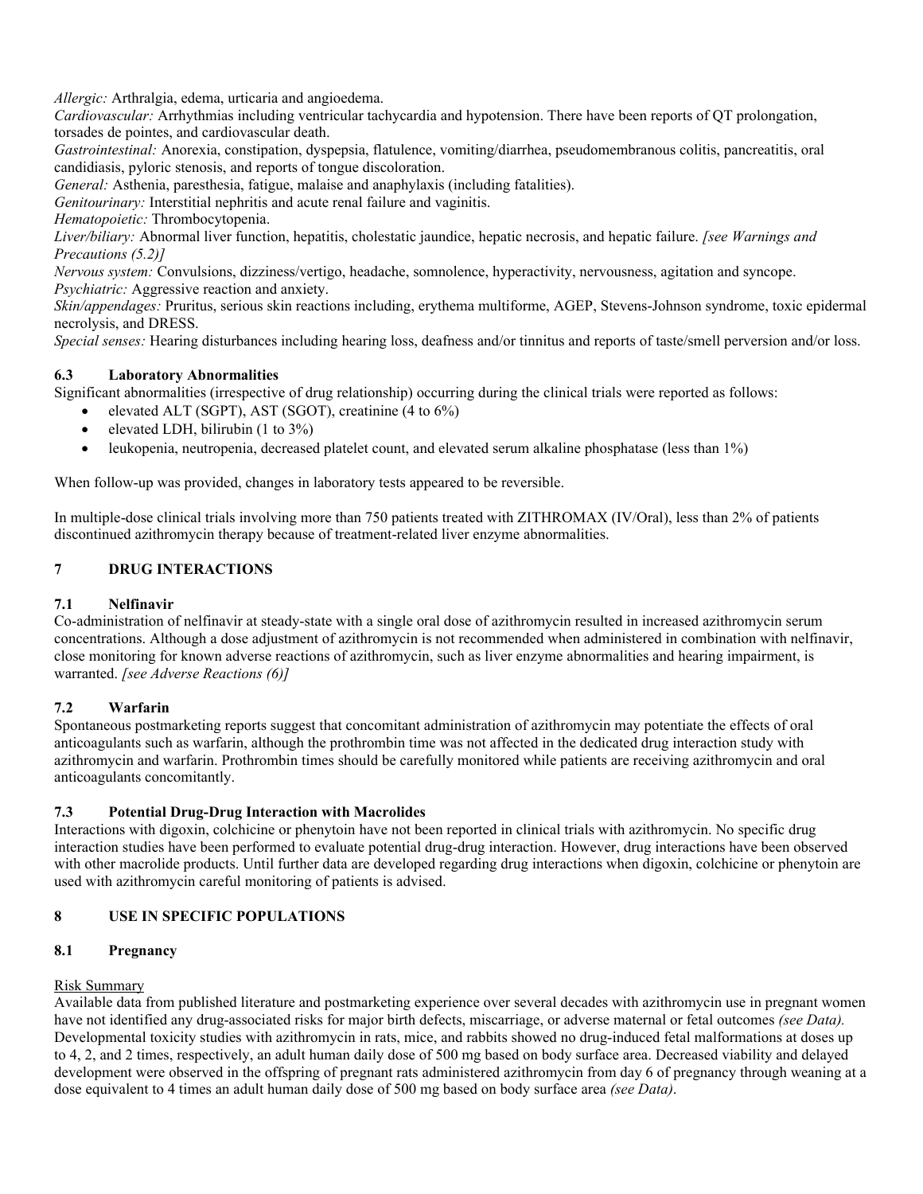*Allergic:* Arthralgia, edema, urticaria and angioedema.
*Cardiovascular:* Arrhythmias including ventricular tachycardia and hypotension. There have been reports of QT prolongation, torsades de pointes, and cardiovascular death.
*Gastrointestinal:* Anorexia, constipation, dyspepsia, flatulence, vomiting/diarrhea, pseudomembranous colitis, pancreatitis, oral candidiasis, pyloric stenosis, and reports of tongue discoloration.
*General:* Asthenia, paresthesia, fatigue, malaise and anaphylaxis (including fatalities).
*Genitourinary:* Interstitial nephritis and acute renal failure and vaginitis.
*Hematopoietic:* Thrombocytopenia.
*Liver/biliary:* Abnormal liver function, hepatitis, cholestatic jaundice, hepatic necrosis, and hepatic failure. *[see Warnings and Precautions (5.2)]*
*Nervous system:* Convulsions, dizziness/vertigo, headache, somnolence, hyperactivity, nervousness, agitation and syncope.
*Psychiatric:* Aggressive reaction and anxiety.
*Skin/appendages:* Pruritus, serious skin reactions including, erythema multiforme, AGEP, Stevens-Johnson syndrome, toxic epidermal necrolysis, and DRESS.
*Special senses:* Hearing disturbances including hearing loss, deafness and/or tinnitus and reports of taste/smell perversion and/or loss.

### 6.3 Laboratory Abnormalities

Significant abnormalities (irrespective of drug relationship) occurring during the clinical trials were reported as follows:

- elevated ALT (SGPT), AST (SGOT), creatinine (4 to 6%)
- elevated LDH, bilirubin (1 to 3%)
- leukopenia, neutropenia, decreased platelet count, and elevated serum alkaline phosphatase (less than 1%)

When follow-up was provided, changes in laboratory tests appeared to be reversible.

In multiple-dose clinical trials involving more than 750 patients treated with ZITHROMAX (IV/Oral), less than 2% of patients discontinued azithromycin therapy because of treatment-related liver enzyme abnormalities.

## 7 DRUG INTERACTIONS

### 7.1 Nelfinavir

Co-administration of nelfinavir at steady-state with a single oral dose of azithromycin resulted in increased azithromycin serum concentrations. Although a dose adjustment of azithromycin is not recommended when administered in combination with nelfinavir, close monitoring for known adverse reactions of azithromycin, such as liver enzyme abnormalities and hearing impairment, is warranted. *[see Adverse Reactions (6)]*

### 7.2 Warfarin

Spontaneous postmarketing reports suggest that concomitant administration of azithromycin may potentiate the effects of oral anticoagulants such as warfarin, although the prothrombin time was not affected in the dedicated drug interaction study with azithromycin and warfarin. Prothrombin times should be carefully monitored while patients are receiving azithromycin and oral anticoagulants concomitantly.

### 7.3 Potential Drug-Drug Interaction with Macrolides

Interactions with digoxin, colchicine or phenytoin have not been reported in clinical trials with azithromycin. No specific drug interaction studies have been performed to evaluate potential drug-drug interaction. However, drug interactions have been observed with other macrolide products. Until further data are developed regarding drug interactions when digoxin, colchicine or phenytoin are used with azithromycin careful monitoring of patients is advised.

## 8 USE IN SPECIFIC POPULATIONS

### 8.1 Pregnancy

Risk Summary

Available data from published literature and postmarketing experience over several decades with azithromycin use in pregnant women have not identified any drug-associated risks for major birth defects, miscarriage, or adverse maternal or fetal outcomes *(see Data).* Developmental toxicity studies with azithromycin in rats, mice, and rabbits showed no drug-induced fetal malformations at doses up to 4, 2, and 2 times, respectively, an adult human daily dose of 500 mg based on body surface area. Decreased viability and delayed development were observed in the offspring of pregnant rats administered azithromycin from day 6 of pregnancy through weaning at a dose equivalent to 4 times an adult human daily dose of 500 mg based on body surface area *(see Data)*.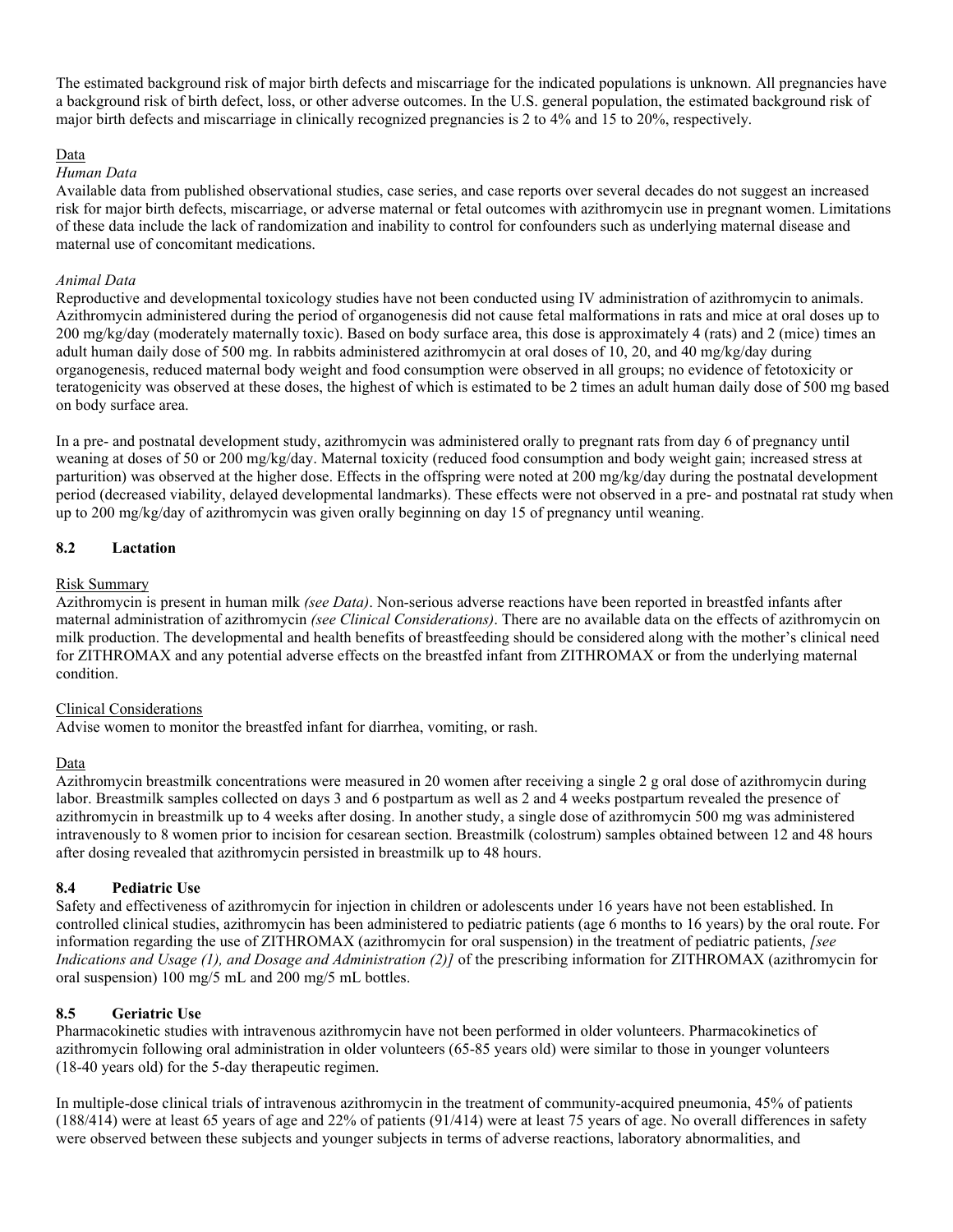The estimated background risk of major birth defects and miscarriage for the indicated populations is unknown. All pregnancies have a background risk of birth defect, loss, or other adverse outcomes. In the U.S. general population, the estimated background risk of major birth defects and miscarriage in clinically recognized pregnancies is 2 to 4% and 15 to 20%, respectively.

Data

*Human Data*

Available data from published observational studies, case series, and case reports over several decades do not suggest an increased risk for major birth defects, miscarriage, or adverse maternal or fetal outcomes with azithromycin use in pregnant women. Limitations of these data include the lack of randomization and inability to control for confounders such as underlying maternal disease and maternal use of concomitant medications.

*Animal Data*

Reproductive and developmental toxicology studies have not been conducted using IV administration of azithromycin to animals. Azithromycin administered during the period of organogenesis did not cause fetal malformations in rats and mice at oral doses up to 200 mg/kg/day (moderately maternally toxic). Based on body surface area, this dose is approximately 4 (rats) and 2 (mice) times an adult human daily dose of 500 mg. In rabbits administered azithromycin at oral doses of 10, 20, and 40 mg/kg/day during organogenesis, reduced maternal body weight and food consumption were observed in all groups; no evidence of fetotoxicity or teratogenicity was observed at these doses, the highest of which is estimated to be 2 times an adult human daily dose of 500 mg based on body surface area.

In a pre- and postnatal development study, azithromycin was administered orally to pregnant rats from day 6 of pregnancy until weaning at doses of 50 or 200 mg/kg/day. Maternal toxicity (reduced food consumption and body weight gain; increased stress at parturition) was observed at the higher dose. Effects in the offspring were noted at 200 mg/kg/day during the postnatal development period (decreased viability, delayed developmental landmarks). These effects were not observed in a pre- and postnatal rat study when up to 200 mg/kg/day of azithromycin was given orally beginning on day 15 of pregnancy until weaning.

## 8.2 Lactation

Risk Summary

Azithromycin is present in human milk *(see Data)*. Non-serious adverse reactions have been reported in breastfed infants after maternal administration of azithromycin *(see Clinical Considerations)*. There are no available data on the effects of azithromycin on milk production. The developmental and health benefits of breastfeeding should be considered along with the mother's clinical need for ZITHROMAX and any potential adverse effects on the breastfed infant from ZITHROMAX or from the underlying maternal condition.

Clinical Considerations

Advise women to monitor the breastfed infant for diarrhea, vomiting, or rash.

Data

Azithromycin breastmilk concentrations were measured in 20 women after receiving a single 2 g oral dose of azithromycin during labor. Breastmilk samples collected on days 3 and 6 postpartum as well as 2 and 4 weeks postpartum revealed the presence of azithromycin in breastmilk up to 4 weeks after dosing. In another study, a single dose of azithromycin 500 mg was administered intravenously to 8 women prior to incision for cesarean section. Breastmilk (colostrum) samples obtained between 12 and 48 hours after dosing revealed that azithromycin persisted in breastmilk up to 48 hours.

## 8.4 Pediatric Use

Safety and effectiveness of azithromycin for injection in children or adolescents under 16 years have not been established. In controlled clinical studies, azithromycin has been administered to pediatric patients (age 6 months to 16 years) by the oral route. For information regarding the use of ZITHROMAX (azithromycin for oral suspension) in the treatment of pediatric patients, *[see Indications and Usage (1), and Dosage and Administration (2)]* of the prescribing information for ZITHROMAX (azithromycin for oral suspension) 100 mg/5 mL and 200 mg/5 mL bottles.

## 8.5 Geriatric Use

Pharmacokinetic studies with intravenous azithromycin have not been performed in older volunteers. Pharmacokinetics of azithromycin following oral administration in older volunteers (65-85 years old) were similar to those in younger volunteers (18-40 years old) for the 5-day therapeutic regimen.

In multiple-dose clinical trials of intravenous azithromycin in the treatment of community-acquired pneumonia, 45% of patients (188/414) were at least 65 years of age and 22% of patients (91/414) were at least 75 years of age. No overall differences in safety were observed between these subjects and younger subjects in terms of adverse reactions, laboratory abnormalities, and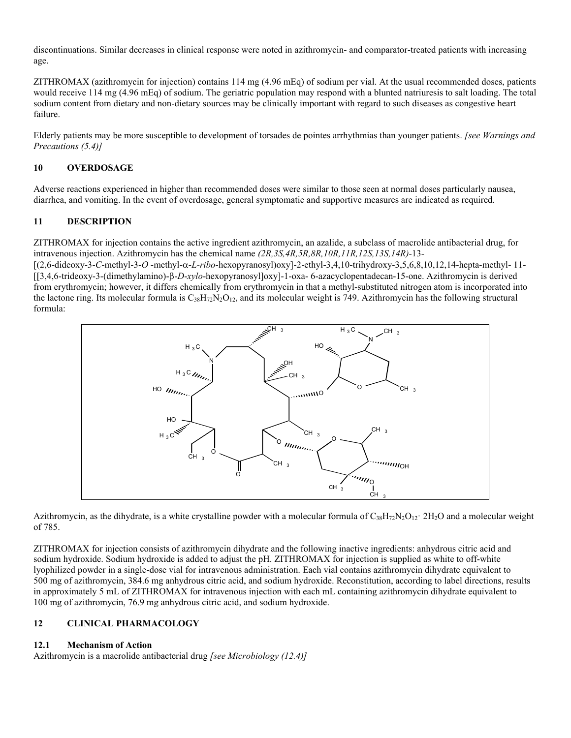discontinuations. Similar decreases in clinical response were noted in azithromycin- and comparator-treated patients with increasing age.

ZITHROMAX (azithromycin for injection) contains 114 mg (4.96 mEq) of sodium per vial. At the usual recommended doses, patients would receive 114 mg (4.96 mEq) of sodium. The geriatric population may respond with a blunted natriuresis to salt loading. The total sodium content from dietary and non-dietary sources may be clinically important with regard to such diseases as congestive heart failure.

Elderly patients may be more susceptible to development of torsades de pointes arrhythmias than younger patients. *[see Warnings and Precautions (5.4)]*

## 10 OVERDOSAGE

Adverse reactions experienced in higher than recommended doses were similar to those seen at normal doses particularly nausea, diarrhea, and vomiting. In the event of overdosage, general symptomatic and supportive measures are indicated as required.

## 11 DESCRIPTION

ZITHROMAX for injection contains the active ingredient azithromycin, an azalide, a subclass of macrolide antibacterial drug, for intravenous injection. Azithromycin has the chemical name *(2R,3S,4R,5R,8R,10R,11R,12S,13S,14R)*-13-[(2,6-dideoxy-3-*C*-methyl-3-*O* -methyl-α-*L*-*ribo*-hexopyranosyl)oxy]-2-ethyl-3,4,10-trihydroxy-3,5,6,8,10,12,14-hepta-methyl- 11-[[3,4,6-trideoxy-3-(dimethylamino)-β-*D*-*xylo*-hexopyranosyl]oxy]-1-oxa- 6-azacyclopentadecan-15-one. Azithromycin is derived from erythromycin; however, it differs chemically from erythromycin in that a methyl-substituted nitrogen atom is incorporated into the lactone ring. Its molecular formula is $C_{38}H_{72}N_2O_{12}$, and its molecular weight is 749. Azithromycin has the following structural formula:

Azithromycin, as the dihydrate, is a white crystalline powder with a molecular formula of $C_{38}H_{72}N_2O_{12} \cdot 2H_2O$ and a molecular weight of 785.

ZITHROMAX for injection consists of azithromycin dihydrate and the following inactive ingredients: anhydrous citric acid and sodium hydroxide. Sodium hydroxide is added to adjust the pH. ZITHROMAX for injection is supplied as white to off-white lyophilized powder in a single-dose vial for intravenous administration. Each vial contains azithromycin dihydrate equivalent to 500 mg of azithromycin, 384.6 mg anhydrous citric acid, and sodium hydroxide. Reconstitution, according to label directions, results in approximately 5 mL of ZITHROMAX for intravenous injection with each mL containing azithromycin dihydrate equivalent to 100 mg of azithromycin, 76.9 mg anhydrous citric acid, and sodium hydroxide.

## 12 CLINICAL PHARMACOLOGY

### 12.1 Mechanism of Action

Azithromycin is a macrolide antibacterial drug *[see Microbiology (12.4)]*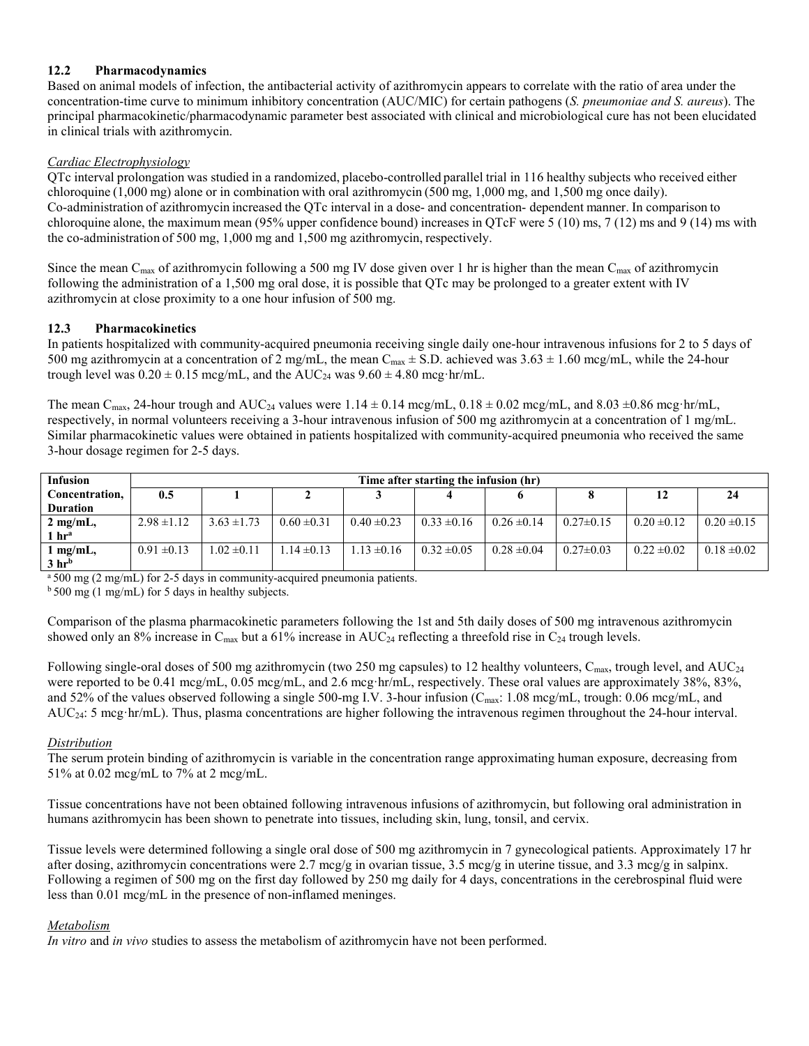### 12.2 Pharmacodynamics

Based on animal models of infection, the antibacterial activity of azithromycin appears to correlate with the ratio of area under the concentration-time curve to minimum inhibitory concentration (AUC/MIC) for certain pathogens (*S. pneumoniae and S. aureus*). The principal pharmacokinetic/pharmacodynamic parameter best associated with clinical and microbiological cure has not been elucidated in clinical trials with azithromycin.

*Cardiac Electrophysiology*

QTc interval prolongation was studied in a randomized, placebo-controlled parallel trial in 116 healthy subjects who received either chloroquine (1,000 mg) alone or in combination with oral azithromycin (500 mg, 1,000 mg, and 1,500 mg once daily). Co-administration of azithromycin increased the QTc interval in a dose- and concentration- dependent manner. In comparison to chloroquine alone, the maximum mean (95% upper confidence bound) increases in QTcF were 5 (10) ms, 7 (12) ms and 9 (14) ms with the co-administration of 500 mg, 1,000 mg and 1,500 mg azithromycin, respectively.

Since the mean $C_{max}$ of azithromycin following a 500 mg IV dose given over 1 hr is higher than the mean $C_{max}$ of azithromycin following the administration of a 1,500 mg oral dose, it is possible that QTc may be prolonged to a greater extent with IV azithromycin at close proximity to a one hour infusion of 500 mg.

### 12.3 Pharmacokinetics

In patients hospitalized with community-acquired pneumonia receiving single daily one-hour intravenous infusions for 2 to 5 days of 500 mg azithromycin at a concentration of 2 mg/mL, the mean $C_{max}$ ± S.D. achieved was 3.63 ± 1.60 mcg/mL, while the 24-hour trough level was 0.20 ± 0.15 mcg/mL, and the $AUC_{24}$ was 9.60 ± 4.80 mcg·hr/mL.

The mean $C_{max}$, 24-hour trough and $AUC_{24}$ values were 1.14 ± 0.14 mcg/mL, 0.18 ± 0.02 mcg/mL, and 8.03 ±0.86 mcg·hr/mL, respectively, in normal volunteers receiving a 3-hour intravenous infusion of 500 mg azithromycin at a concentration of 1 mg/mL. Similar pharmacokinetic values were obtained in patients hospitalized with community-acquired pneumonia who received the same 3-hour dosage regimen for 2-5 days.

| Infusion Concentration, Duration | Time after starting the infusion (hr) | | | | | | | | |
|---|---|---|---|---|---|---|---|---|---|
| | 0.5 | 1 | 2 | 3 | 4 | 6 | 8 | 12 | 24 |
| 2 mg/mL, 1 hr[a] | 2.98 ±1.12 | 3.63 ±1.73 | 0.60 ±0.31 | 0.40 ±0.23 | 0.33 ±0.16 | 0.26 ±0.14 | 0.27±0.15 | 0.20 ±0.12 | 0.20 ±0.15 |
| 1 mg/mL, 3 hr[b] | 0.91 ±0.13 | 1.02 ±0.11 | 1.14 ±0.13 | 1.13 ±0.16 | 0.32 ±0.05 | 0.28 ±0.04 | 0.27±0.03 | 0.22 ±0.02 | 0.18 ±0.02 |

[a] 500 mg (2 mg/mL) for 2-5 days in community-acquired pneumonia patients.
[b] 500 mg (1 mg/mL) for 5 days in healthy subjects.

Comparison of the plasma pharmacokinetic parameters following the 1st and 5th daily doses of 500 mg intravenous azithromycin showed only an 8% increase in $C_{max}$ but a 61% increase in $AUC_{24}$ reflecting a threefold rise in $C_{24}$ trough levels.

Following single-oral doses of 500 mg azithromycin (two 250 mg capsules) to 12 healthy volunteers, $C_{max}$, trough level, and $AUC_{24}$ were reported to be 0.41 mcg/mL, 0.05 mcg/mL, and 2.6 mcg·hr/mL, respectively. These oral values are approximately 38%, 83%, and 52% of the values observed following a single 500-mg I.V. 3-hour infusion ($C_{max}$: 1.08 mcg/mL, trough: 0.06 mcg/mL, and $AUC_{24}$: 5 mcg·hr/mL). Thus, plasma concentrations are higher following the intravenous regimen throughout the 24-hour interval.

*Distribution*

The serum protein binding of azithromycin is variable in the concentration range approximating human exposure, decreasing from 51% at 0.02 mcg/mL to 7% at 2 mcg/mL.

Tissue concentrations have not been obtained following intravenous infusions of azithromycin, but following oral administration in humans azithromycin has been shown to penetrate into tissues, including skin, lung, tonsil, and cervix.

Tissue levels were determined following a single oral dose of 500 mg azithromycin in 7 gynecological patients. Approximately 17 hr after dosing, azithromycin concentrations were 2.7 mcg/g in ovarian tissue, 3.5 mcg/g in uterine tissue, and 3.3 mcg/g in salpinx. Following a regimen of 500 mg on the first day followed by 250 mg daily for 4 days, concentrations in the cerebrospinal fluid were less than 0.01 mcg/mL in the presence of non-inflamed meninges.

*Metabolism*

*In vitro* and *in vivo* studies to assess the metabolism of azithromycin have not been performed.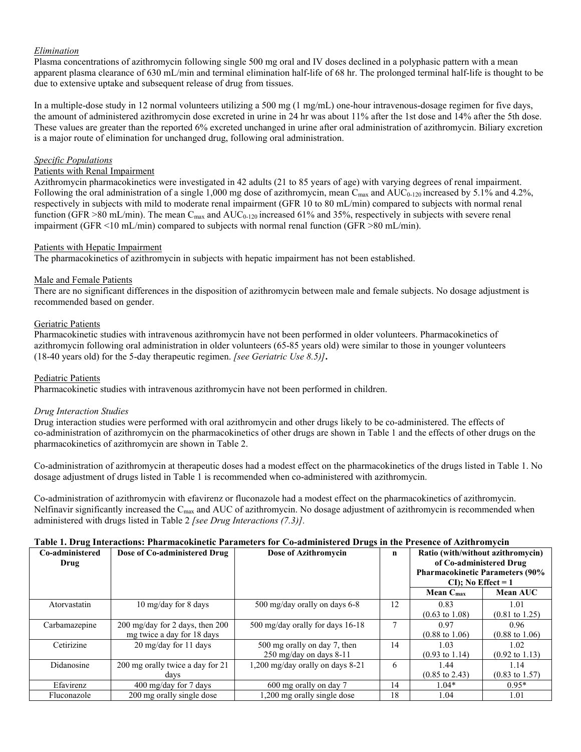*Elimination*

Plasma concentrations of azithromycin following single 500 mg oral and IV doses declined in a polyphasic pattern with a mean apparent plasma clearance of 630 mL/min and terminal elimination half-life of 68 hr. The prolonged terminal half-life is thought to be due to extensive uptake and subsequent release of drug from tissues.

In a multiple-dose study in 12 normal volunteers utilizing a 500 mg (1 mg/mL) one-hour intravenous-dosage regimen for five days, the amount of administered azithromycin dose excreted in urine in 24 hr was about 11% after the 1st dose and 14% after the 5th dose. These values are greater than the reported 6% excreted unchanged in urine after oral administration of azithromycin. Biliary excretion is a major route of elimination for unchanged drug, following oral administration.

*Specific Populations*

Patients with Renal Impairment

Azithromycin pharmacokinetics were investigated in 42 adults (21 to 85 years of age) with varying degrees of renal impairment. Following the oral administration of a single 1,000 mg dose of azithromycin, mean $C_{max}$ and $AUC_{0-120}$ increased by 5.1% and 4.2%, respectively in subjects with mild to moderate renal impairment (GFR 10 to 80 mL/min) compared to subjects with normal renal function (GFR >80 mL/min). The mean $C_{max}$ and $AUC_{0-120}$ increased 61% and 35%, respectively in subjects with severe renal impairment (GFR <10 mL/min) compared to subjects with normal renal function (GFR >80 mL/min).

Patients with Hepatic Impairment

The pharmacokinetics of azithromycin in subjects with hepatic impairment has not been established.

Male and Female Patients

There are no significant differences in the disposition of azithromycin between male and female subjects. No dosage adjustment is recommended based on gender.

Geriatric Patients

Pharmacokinetic studies with intravenous azithromycin have not been performed in older volunteers. Pharmacokinetics of azithromycin following oral administration in older volunteers (65-85 years old) were similar to those in younger volunteers (18-40 years old) for the 5-day therapeutic regimen. *[see Geriatric Use 8.5)]***.**

Pediatric Patients

Pharmacokinetic studies with intravenous azithromycin have not been performed in children.

*Drug Interaction Studies*

Drug interaction studies were performed with oral azithromycin and other drugs likely to be co-administered. The effects of co-administration of azithromycin on the pharmacokinetics of other drugs are shown in Table 1 and the effects of other drugs on the pharmacokinetics of azithromycin are shown in Table 2.

Co-administration of azithromycin at therapeutic doses had a modest effect on the pharmacokinetics of the drugs listed in Table 1. No dosage adjustment of drugs listed in Table 1 is recommended when co-administered with azithromycin.

Co-administration of azithromycin with efavirenz or fluconazole had a modest effect on the pharmacokinetics of azithromycin. Nelfinavir significantly increased the $C_{max}$ and AUC of azithromycin. No dosage adjustment of azithromycin is recommended when administered with drugs listed in Table 2 *[see Drug Interactions (7.3)].*

**Table 1. Drug Interactions: Pharmacokinetic Parameters for Co-administered Drugs in the Presence of Azithromycin**

| Co-administered Drug | Dose of Co-administered Drug | Dose of Azithromycin | n | Ratio (with/without azithromycin) of Co-administered Drug Pharmacokinetic Parameters (90% CI); No Effect = 1 | |
|---|---|---|---|---|---|
| | | | | Mean $C_{max}$ | Mean AUC |
| Atorvastatin | 10 mg/day for 8 days | 500 mg/day orally on days 6-8 | 12 | 0.83 (0.63 to 1.08) | 1.01 (0.81 to 1.25) |
| Carbamazepine | 200 mg/day for 2 days, then 200 mg twice a day for 18 days | 500 mg/day orally for days 16-18 | 7 | 0.97 (0.88 to 1.06) | 0.96 (0.88 to 1.06) |
| Cetirizine | 20 mg/day for 11 days | 500 mg orally on day 7, then 250 mg/day on days 8-11 | 14 | 1.03 (0.93 to 1.14) | 1.02 (0.92 to 1.13) |
| Didanosine | 200 mg orally twice a day for 21 days | 1,200 mg/day orally on days 8-21 | 6 | 1.44 (0.85 to 2.43) | 1.14 (0.83 to 1.57) |
| Efavirenz | 400 mg/day for 7 days | 600 mg orally on day 7 | 14 | 1.04* | 0.95* |
| Fluconazole | 200 mg orally single dose | 1,200 mg orally single dose | 18 | 1.04 | 1.01 |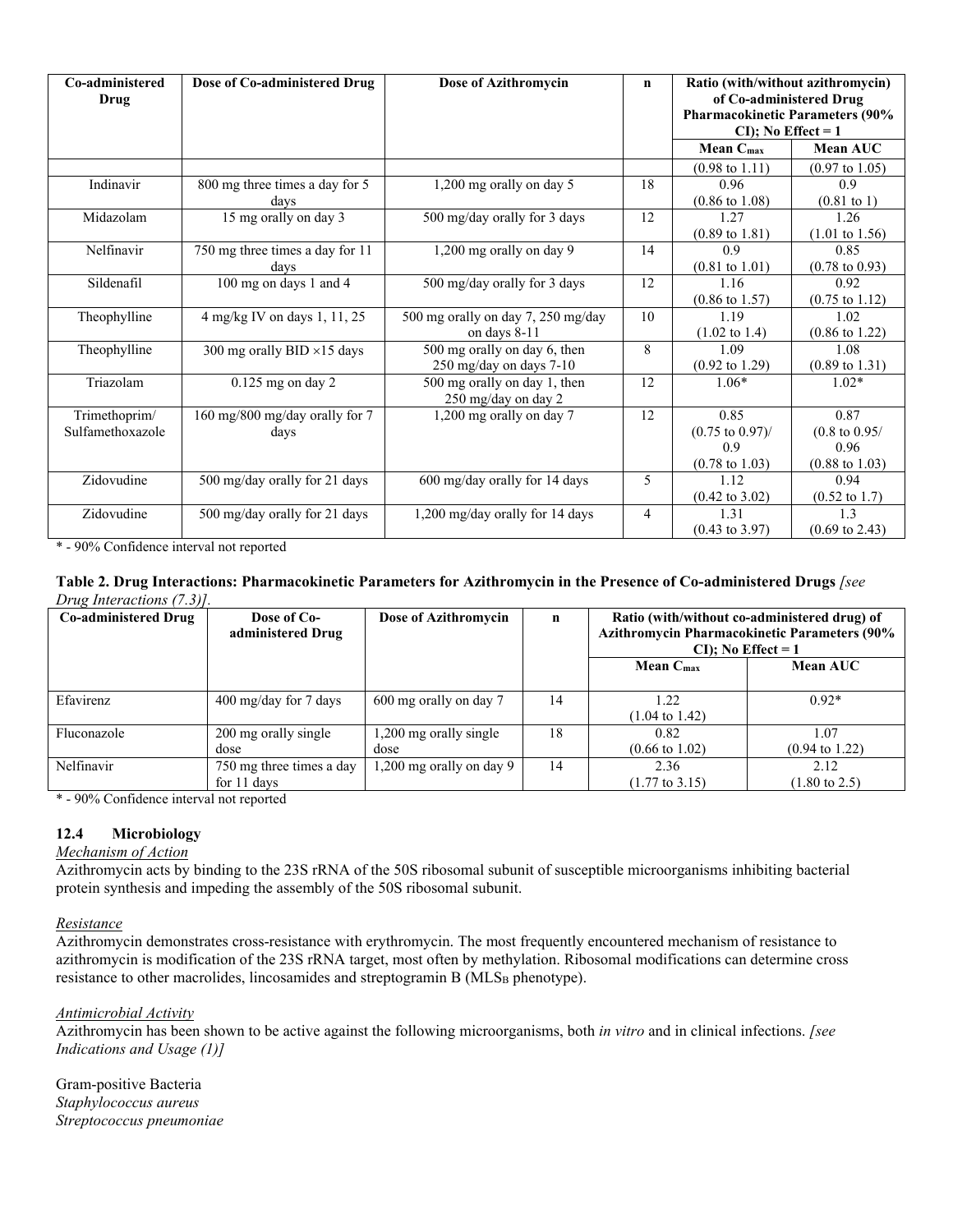| Co-administered Drug | Dose of Co-administered Drug | Dose of Azithromycin | n | Ratio (with/without azithromycin) of Co-administered Drug Pharmacokinetic Parameters (90% CI); No Effect = 1 | |
|---|---|---|---|---|---|
| | | | | Mean $C_{max}$ | Mean AUC |
| | | | | (0.98 to 1.11) | (0.97 to 1.05) |
| Indinavir | 800 mg three times a day for 5 days | 1,200 mg orally on day 5 | 18 | 0.96 (0.86 to 1.08) | 0.9 (0.81 to 1) |
| Midazolam | 15 mg orally on day 3 | 500 mg/day orally for 3 days | 12 | 1.27 (0.89 to 1.81) | 1.26 (1.01 to 1.56) |
| Nelfinavir | 750 mg three times a day for 11 days | 1,200 mg orally on day 9 | 14 | 0.9 (0.81 to 1.01) | 0.85 (0.78 to 0.93) |
| Sildenafil | 100 mg on days 1 and 4 | 500 mg/day orally for 3 days | 12 | 1.16 (0.86 to 1.57) | 0.92 (0.75 to 1.12) |
| Theophylline | 4 mg/kg IV on days 1, 11, 25 | 500 mg orally on day 7, 250 mg/day on days 8-11 | 10 | 1.19 (1.02 to 1.4) | 1.02 (0.86 to 1.22) |
| Theophylline | 300 mg orally BID ×15 days | 500 mg orally on day 6, then 250 mg/day on days 7-10 | 8 | 1.09 (0.92 to 1.29) | 1.08 (0.89 to 1.31) |
| Triazolam | 0.125 mg on day 2 | 500 mg orally on day 1, then 250 mg/day on day 2 | 12 | 1.06* | 1.02* |
| Trimethoprim/ Sulfamethoxazole | 160 mg/800 mg/day orally for 7 days | 1,200 mg orally on day 7 | 12 | 0.85 (0.75 to 0.97)/ 0.9 (0.78 to 1.03) | 0.87 (0.8 to 0.95/ 0.96 (0.88 to 1.03) |
| Zidovudine | 500 mg/day orally for 21 days | 600 mg/day orally for 14 days | 5 | 1.12 (0.42 to 3.02) | 0.94 (0.52 to 1.7) |
| Zidovudine | 500 mg/day orally for 21 days | 1,200 mg/day orally for 14 days | 4 | 1.31 (0.43 to 3.97) | 1.3 (0.69 to 2.43) |

\* - 90% Confidence interval not reported

**Table 2. Drug Interactions: Pharmacokinetic Parameters for Azithromycin in the Presence of Co-administered Drugs** *[see Drug Interactions (7.3)]*.

| Co-administered Drug | Dose of Co-administered Drug | Dose of Azithromycin | n | Ratio (with/without co-administered drug) of Azithromycin Pharmacokinetic Parameters (90% CI); No Effect = 1 | |
|---|---|---|---|---|---|
| | | | | Mean $C_{max}$ | Mean AUC |
| Efavirenz | 400 mg/day for 7 days | 600 mg orally on day 7 | 14 | 1.22 (1.04 to 1.42) | 0.92* |
| Fluconazole | 200 mg orally single dose | 1,200 mg orally single dose | 18 | 0.82 (0.66 to 1.02) | 1.07 (0.94 to 1.22) |
| Nelfinavir | 750 mg three times a day for 11 days | 1,200 mg orally on day 9 | 14 | 2.36 (1.77 to 3.15) | 2.12 (1.80 to 2.5) |

\* - 90% Confidence interval not reported

### 12.4 Microbiology

*Mechanism of Action*

Azithromycin acts by binding to the 23S rRNA of the 50S ribosomal subunit of susceptible microorganisms inhibiting bacterial protein synthesis and impeding the assembly of the 50S ribosomal subunit.

*Resistance*

Azithromycin demonstrates cross-resistance with erythromycin. The most frequently encountered mechanism of resistance to azithromycin is modification of the 23S rRNA target, most often by methylation. Ribosomal modifications can determine cross resistance to other macrolides, lincosamides and streptogramin B ($MLS_B$ phenotype).

*Antimicrobial Activity*

Azithromycin has been shown to be active against the following microorganisms, both *in vitro* and in clinical infections. *[see Indications and Usage (1)]*

Gram-positive Bacteria
*Staphylococcus aureus*
*Streptococcus pneumoniae*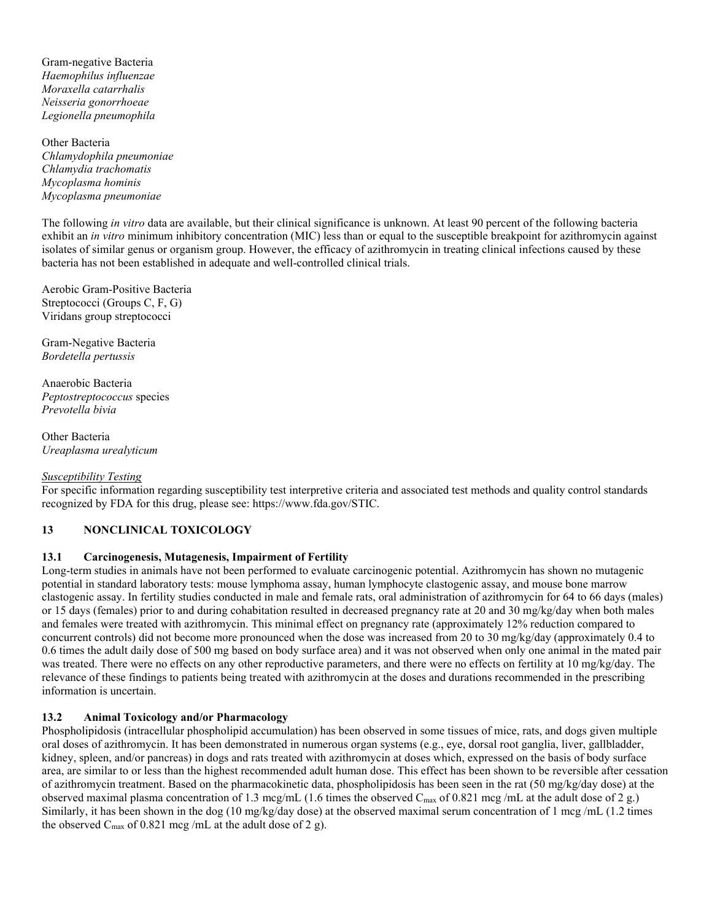Gram-negative Bacteria
*Haemophilus influenzae*
*Moraxella catarrhalis*
*Neisseria gonorrhoeae*
*Legionella pneumophila*

Other Bacteria
*Chlamydophila pneumoniae*
*Chlamydia trachomatis*
*Mycoplasma hominis*
*Mycoplasma pneumoniae*

The following *in vitro* data are available, but their clinical significance is unknown. At least 90 percent of the following bacteria exhibit an *in vitro* minimum inhibitory concentration (MIC) less than or equal to the susceptible breakpoint for azithromycin against isolates of similar genus or organism group. However, the efficacy of azithromycin in treating clinical infections caused by these bacteria has not been established in adequate and well-controlled clinical trials.

Aerobic Gram-Positive Bacteria
Streptococci (Groups C, F, G)
Viridans group streptococci

Gram-Negative Bacteria
*Bordetella pertussis*

Anaerobic Bacteria
*Peptostreptococcus* species
*Prevotella bivia*

Other Bacteria
*Ureaplasma urealyticum*

*Susceptibility Testing*

For specific information regarding susceptibility test interpretive criteria and associated test methods and quality control standards recognized by FDA for this drug, please see: https://www.fda.gov/STIC.

## 13 NONCLINICAL TOXICOLOGY

### 13.1 Carcinogenesis, Mutagenesis, Impairment of Fertility

Long-term studies in animals have not been performed to evaluate carcinogenic potential. Azithromycin has shown no mutagenic potential in standard laboratory tests: mouse lymphoma assay, human lymphocyte clastogenic assay, and mouse bone marrow clastogenic assay. In fertility studies conducted in male and female rats, oral administration of azithromycin for 64 to 66 days (males) or 15 days (females) prior to and during cohabitation resulted in decreased pregnancy rate at 20 and 30 mg/kg/day when both males and females were treated with azithromycin. This minimal effect on pregnancy rate (approximately 12% reduction compared to concurrent controls) did not become more pronounced when the dose was increased from 20 to 30 mg/kg/day (approximately 0.4 to 0.6 times the adult daily dose of 500 mg based on body surface area) and it was not observed when only one animal in the mated pair was treated. There were no effects on any other reproductive parameters, and there were no effects on fertility at 10 mg/kg/day. The relevance of these findings to patients being treated with azithromycin at the doses and durations recommended in the prescribing information is uncertain.

### 13.2 Animal Toxicology and/or Pharmacology

Phospholipidosis (intracellular phospholipid accumulation) has been observed in some tissues of mice, rats, and dogs given multiple oral doses of azithromycin. It has been demonstrated in numerous organ systems (e.g., eye, dorsal root ganglia, liver, gallbladder, kidney, spleen, and/or pancreas) in dogs and rats treated with azithromycin at doses which, expressed on the basis of body surface area, are similar to or less than the highest recommended adult human dose. This effect has been shown to be reversible after cessation of azithromycin treatment. Based on the pharmacokinetic data, phospholipidosis has been seen in the rat (50 mg/kg/day dose) at the observed maximal plasma concentration of 1.3 mcg/mL (1.6 times the observed $C_{max}$ of 0.821 mcg /mL at the adult dose of 2 g.) Similarly, it has been shown in the dog (10 mg/kg/day dose) at the observed maximal serum concentration of 1 mcg /mL (1.2 times the observed $C_{max}$ of 0.821 mcg /mL at the adult dose of 2 g).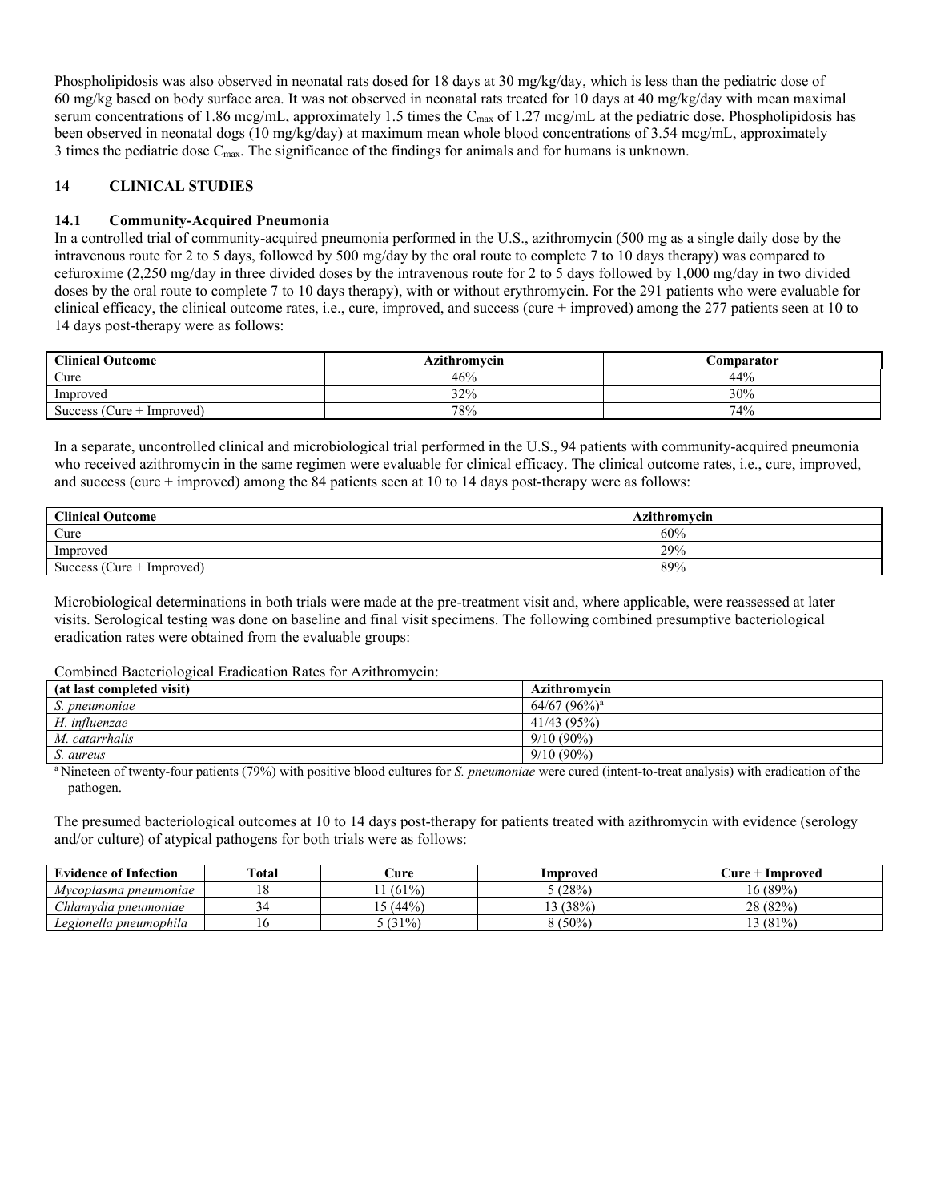Phospholipidosis was also observed in neonatal rats dosed for 18 days at 30 mg/kg/day, which is less than the pediatric dose of 60 mg/kg based on body surface area. It was not observed in neonatal rats treated for 10 days at 40 mg/kg/day with mean maximal serum concentrations of 1.86 mcg/mL, approximately 1.5 times the $C_{max}$ of 1.27 mcg/mL at the pediatric dose. Phospholipidosis has been observed in neonatal dogs (10 mg/kg/day) at maximum mean whole blood concentrations of 3.54 mcg/mL, approximately 3 times the pediatric dose $C_{max}$. The significance of the findings for animals and for humans is unknown.

## 14 CLINICAL STUDIES

### 14.1 Community-Acquired Pneumonia

In a controlled trial of community-acquired pneumonia performed in the U.S., azithromycin (500 mg as a single daily dose by the intravenous route for 2 to 5 days, followed by 500 mg/day by the oral route to complete 7 to 10 days therapy) was compared to cefuroxime (2,250 mg/day in three divided doses by the intravenous route for 2 to 5 days followed by 1,000 mg/day in two divided doses by the oral route to complete 7 to 10 days therapy), with or without erythromycin. For the 291 patients who were evaluable for clinical efficacy, the clinical outcome rates, i.e., cure, improved, and success (cure + improved) among the 277 patients seen at 10 to 14 days post-therapy were as follows:

| Clinical Outcome | Azithromycin | Comparator |
|---|---|---|
| Cure | 46% | 44% |
| Improved | 32% | 30% |
| Success (Cure + Improved) | 78% | 74% |

In a separate, uncontrolled clinical and microbiological trial performed in the U.S., 94 patients with community-acquired pneumonia who received azithromycin in the same regimen were evaluable for clinical efficacy. The clinical outcome rates, i.e., cure, improved, and success (cure + improved) among the 84 patients seen at 10 to 14 days post-therapy were as follows:

| Clinical Outcome | Azithromycin |
|---|---|
| Cure | 60% |
| Improved | 29% |
| Success (Cure + Improved) | 89% |

Microbiological determinations in both trials were made at the pre-treatment visit and, where applicable, were reassessed at later visits. Serological testing was done on baseline and final visit specimens. The following combined presumptive bacteriological eradication rates were obtained from the evaluable groups:

Combined Bacteriological Eradication Rates for Azithromycin:

| (at last completed visit) | Azithromycin |
|---|---|
| *S. pneumoniae* | 64/67 (96%)[a] |
| *H. influenzae* | 41/43 (95%) |
| *M. catarrhalis* | 9/10 (90%) |
| *S. aureus* | 9/10 (90%) |

[a] Nineteen of twenty-four patients (79%) with positive blood cultures for *S. pneumoniae* were cured (intent-to-treat analysis) with eradication of the pathogen.

The presumed bacteriological outcomes at 10 to 14 days post-therapy for patients treated with azithromycin with evidence (serology and/or culture) of atypical pathogens for both trials were as follows:

| Evidence of Infection | Total | Cure | Improved | Cure + Improved |
|---|---|---|---|---|
| *Mycoplasma pneumoniae* | 18 | 11 (61%) | 5 (28%) | 16 (89%) |
| *Chlamydia pneumoniae* | 34 | 15 (44%) | 13 (38%) | 28 (82%) |
| *Legionella pneumophila* | 16 | 5 (31%) | 8 (50%) | 13 (81%) |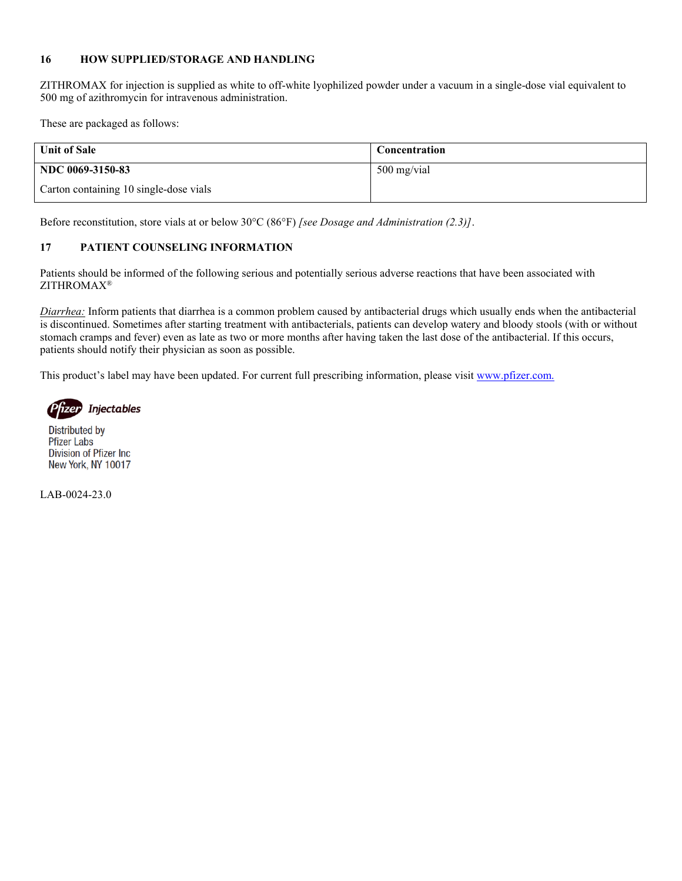## 16 HOW SUPPLIED/STORAGE AND HANDLING

ZITHROMAX for injection is supplied as white to off-white lyophilized powder under a vacuum in a single-dose vial equivalent to 500 mg of azithromycin for intravenous administration.

These are packaged as follows:

| Unit of Sale | Concentration |
|---|---|
| **NDC 0069-3150-83**<br>Carton containing 10 single-dose vials | 500 mg/vial |

Before reconstitution, store vials at or below 30°C (86°F) *[see Dosage and Administration (2.3)]*.

## 17 PATIENT COUNSELING INFORMATION

Patients should be informed of the following serious and potentially serious adverse reactions that have been associated with ZITHROMAX®

*Diarrhea:* Inform patients that diarrhea is a common problem caused by antibacterial drugs which usually ends when the antibacterial is discontinued. Sometimes after starting treatment with antibacterials, patients can develop watery and bloody stools (with or without stomach cramps and fever) even as late as two or more months after having taken the last dose of the antibacterial. If this occurs, patients should notify their physician as soon as possible.

This product's label may have been updated. For current full prescribing information, please visit www.pfizer.com.

Pfizer Injectables

Distributed by
Pfizer Labs
Division of Pfizer Inc
New York, NY 10017

LAB-0024-23.0